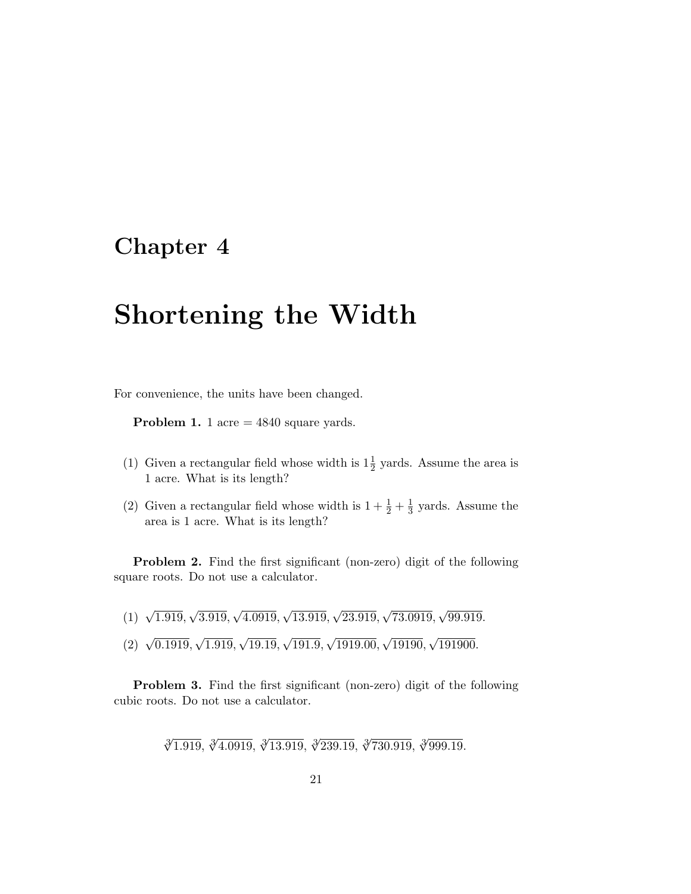# Chapter 4

# Shortening the Width

For convenience, the units have been changed.

**Problem 1.** 1 acre = 4840 square yards.

(1) Given a rectangular field whose width is $1\frac{1}{2}$ yards. Assume the area is 1 acre. What is its length?

(2) Given a rectangular field whose width is $1 + \frac{1}{2} + \frac{1}{3}$ yards. Assume the area is 1 acre. What is its length?

**Problem 2.** Find the first significant (non-zero) digit of the following square roots. Do not use a calculator.

(1) $\sqrt{1.919}$, $\sqrt{3.919}$, $\sqrt{4.0919}$, $\sqrt{13.919}$, $\sqrt{23.919}$, $\sqrt{73.0919}$, $\sqrt{99.919}$.

(2) $\sqrt{0.1919}$, $\sqrt{1.919}$, $\sqrt{19.19}$, $\sqrt{191.9}$, $\sqrt{1919.00}$, $\sqrt{19190}$, $\sqrt{191900}$.

**Problem 3.** Find the first significant (non-zero) digit of the following cubic roots. Do not use a calculator.

$$\sqrt[3]{1.919},\ \sqrt[3]{4.0919},\ \sqrt[3]{13.919},\ \sqrt[3]{239.19},\ \sqrt[3]{730.919},\ \sqrt[3]{999.19}.$$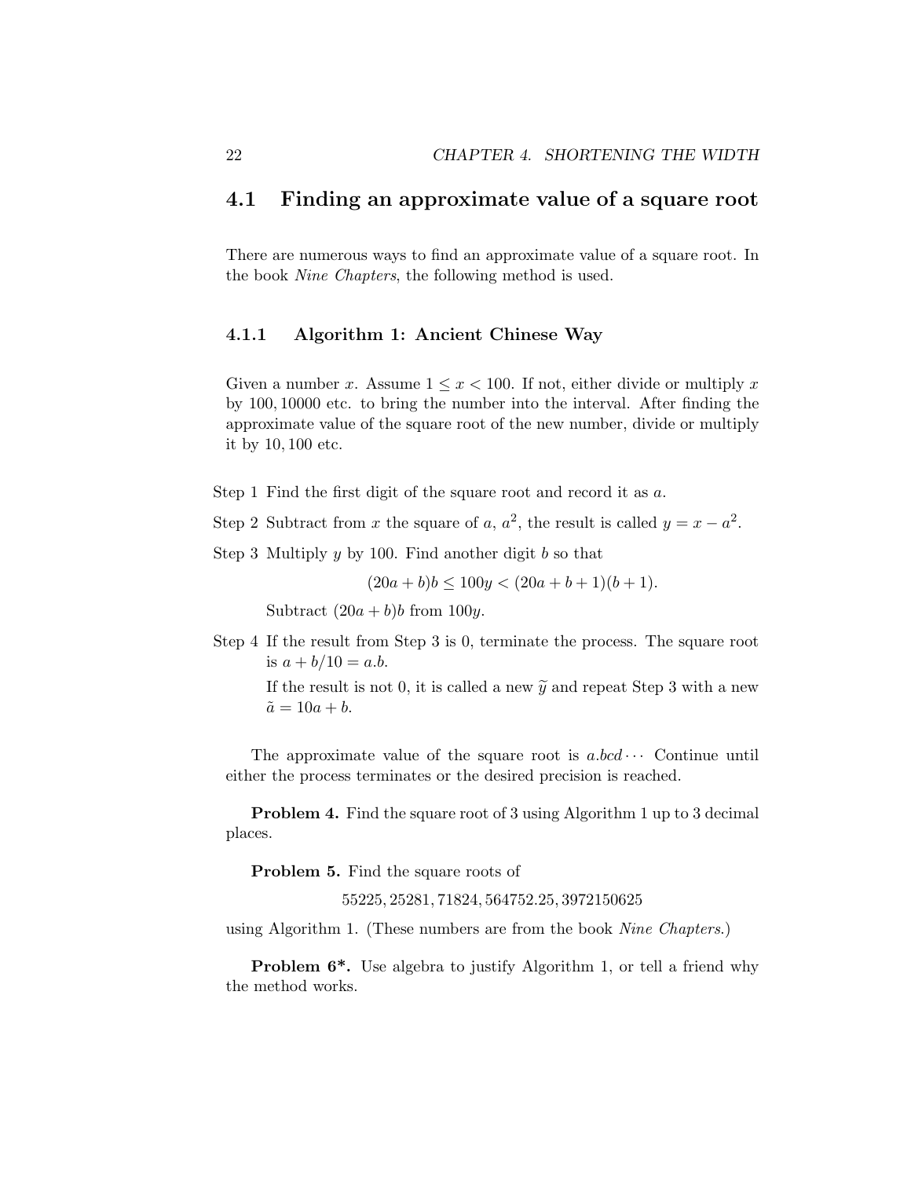## 4.1 Finding an approximate value of a square root

There are numerous ways to find an approximate value of a square root. In the book *Nine Chapters*, the following method is used.

### 4.1.1 Algorithm 1: Ancient Chinese Way

Given a number $x$. Assume $1 \le x < 100$. If not, either divide or multiply $x$ by $100, 10000$ etc. to bring the number into the interval. After finding the approximate value of the square root of the new number, divide or multiply it by $10, 100$ etc.

Step 1 Find the first digit of the square root and record it as $a$.

Step 2 Subtract from $x$ the square of $a$, $a^2$, the result is called $y = x - a^2$.

Step 3 Multiply $y$ by 100. Find another digit $b$ so that

$$(20a + b)b \le 100y < (20a + b + 1)(b + 1).$$

Subtract $(20a + b)b$ from $100y$.

Step 4 If the result from Step 3 is 0, terminate the process. The square root is $a + b/10 = a.b$.

If the result is not 0, it is called a new $\widetilde{y}$ and repeat Step 3 with a new $\tilde{a} = 10a + b$.

The approximate value of the square root is $a.bcd\cdots$ Continue until either the process terminates or the desired precision is reached.

**Problem 4.** Find the square root of 3 using Algorithm 1 up to 3 decimal places.

**Problem 5.** Find the square roots of

$$55225, 25281, 71824, 564752.25, 3972150625$$

using Algorithm 1. (These numbers are from the book *Nine Chapters*.)

**Problem 6*.** Use algebra to justify Algorithm 1, or tell a friend why the method works.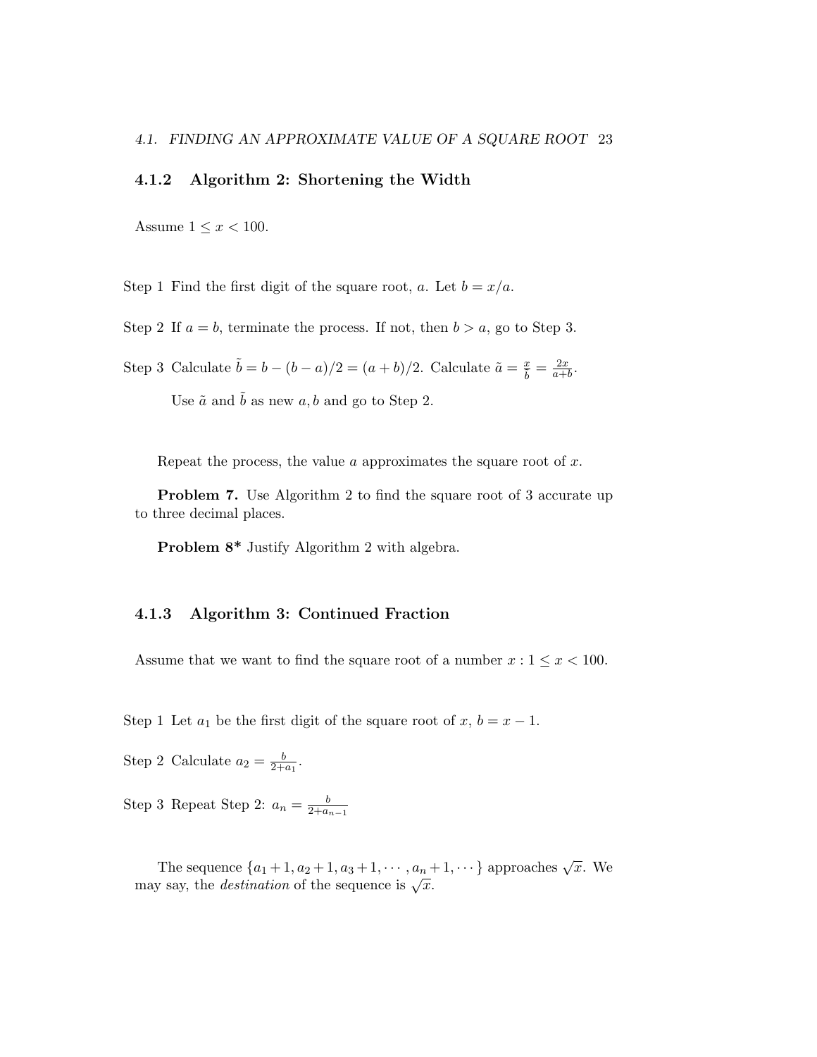### 4.1.2 Algorithm 2: Shortening the Width

Assume $1 \le x < 100$.

Step 1 Find the first digit of the square root, $a$. Let $b = x/a$.

Step 2 If $a = b$, terminate the process. If not, then $b > a$, go to Step 3.

Step 3 Calculate $\tilde{b} = b - (b-a)/2 = (a+b)/2$. Calculate $\tilde{a} = \frac{x}{\tilde{b}} = \frac{2x}{a+b}$.

Use $\tilde{a}$ and $\tilde{b}$ as new $a, b$ and go to Step 2.

Repeat the process, the value $a$ approximates the square root of $x$.

**Problem 7.** Use Algorithm 2 to find the square root of 3 accurate up to three decimal places.

**Problem 8*** Justify Algorithm 2 with algebra.

### 4.1.3 Algorithm 3: Continued Fraction

Assume that we want to find the square root of a number $x : 1 \le x < 100$.

Step 1 Let $a_1$ be the first digit of the square root of $x$, $b = x - 1$.

Step 2 Calculate $a_2 = \frac{b}{2+a_1}$.

Step 3 Repeat Step 2: $a_n = \frac{b}{2+a_{n-1}}$

The sequence $\{a_1+1, a_2+1, a_3+1, \cdots, a_n+1, \cdots\}$ approaches $\sqrt{x}$. We may say, the *destination* of the sequence is $\sqrt{x}$.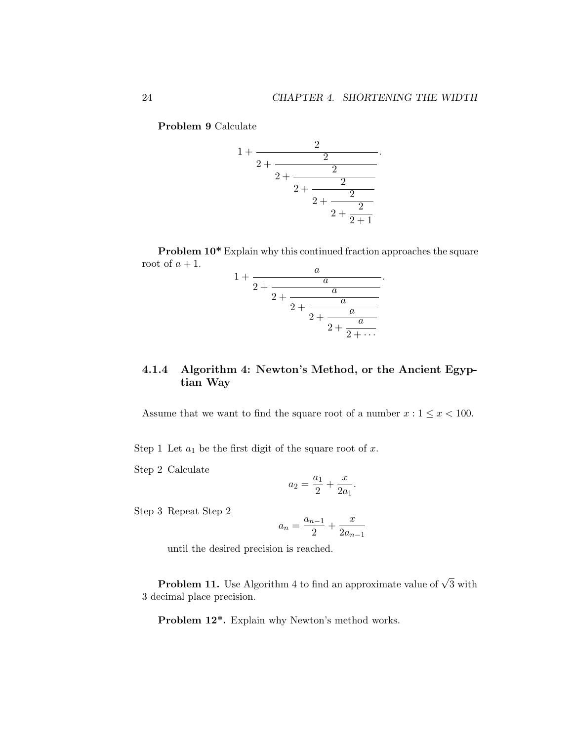**Problem 9** Calculate

$$1 + \cfrac{2}{2 + \cfrac{2}{2 + \cfrac{2}{2 + \cfrac{2}{2 + \cfrac{2}{2 + \cfrac{2}{2+1}}}}}}.$$

**Problem 10*** Explain why this continued fraction approaches the square root of $a + 1$.

$$1 + \cfrac{a}{2 + \cfrac{a}{2 + \cfrac{a}{2 + \cfrac{a}{2 + \cfrac{a}{2 + \cfrac{a}{2 + \cdots}}}}}}.$$

### 4.1.4 Algorithm 4: Newton's Method, or the Ancient Egyptian Way

Assume that we want to find the square root of a number $x : 1 \leq x < 100$.

Step 1 Let $a_1$ be the first digit of the square root of $x$.

Step 2 Calculate

$$a_2 = \frac{a_1}{2} + \frac{x}{2a_1}.$$

Step 3 Repeat Step 2

$$a_n = \frac{a_{n-1}}{2} + \frac{x}{2a_{n-1}}$$

until the desired precision is reached.

**Problem 11.** Use Algorithm 4 to find an approximate value of $\sqrt{3}$ with 3 decimal place precision.

**Problem 12*.** Explain why Newton's method works.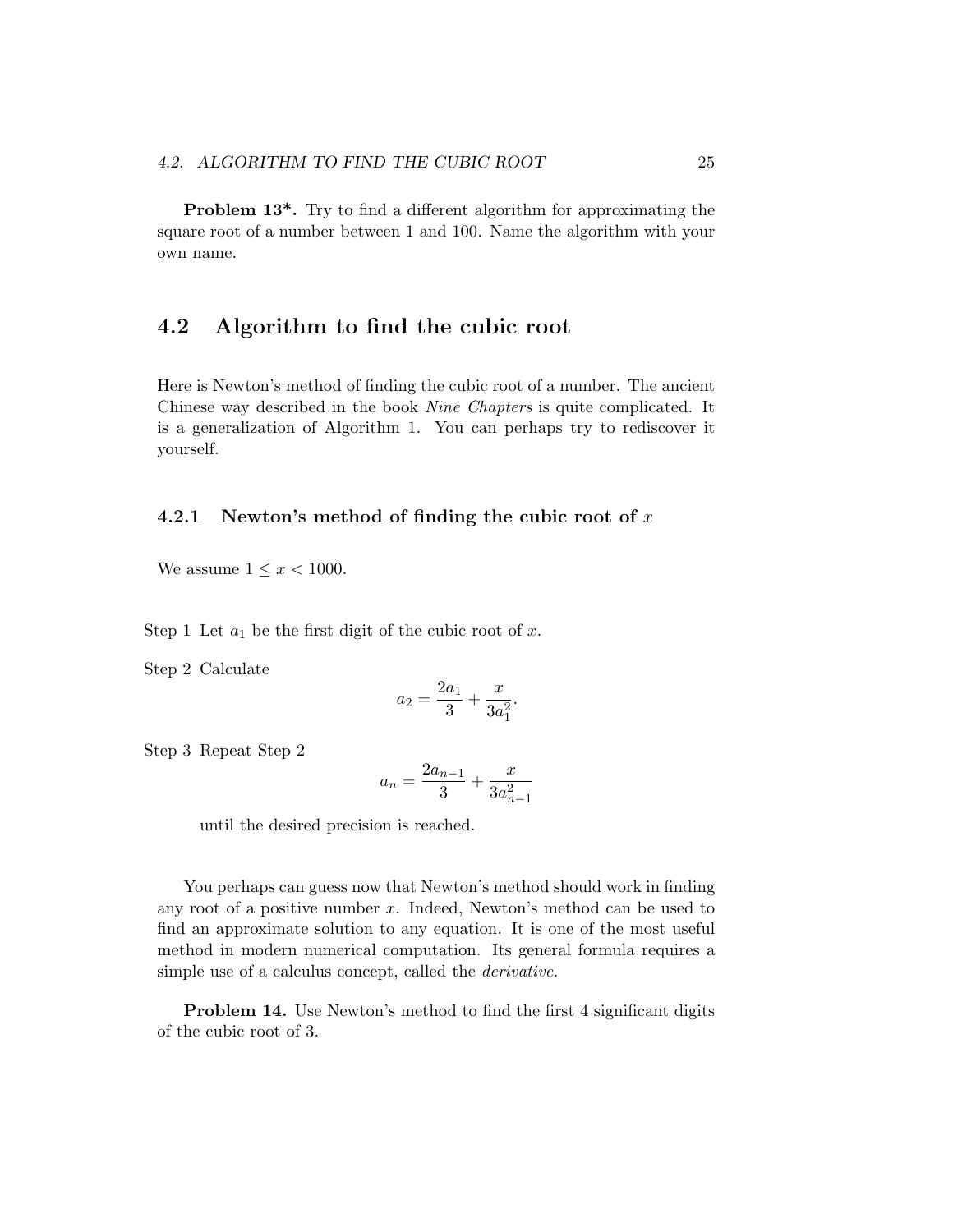**Problem 13*.** Try to find a different algorithm for approximating the square root of a number between 1 and 100. Name the algorithm with your own name.

## 4.2 Algorithm to find the cubic root

Here is Newton's method of finding the cubic root of a number. The ancient Chinese way described in the book *Nine Chapters* is quite complicated. It is a generalization of Algorithm 1. You can perhaps try to rediscover it yourself.

### 4.2.1 Newton's method of finding the cubic root of $x$

We assume $1 \leq x < 1000$.

Step 1 Let $a_1$ be the first digit of the cubic root of $x$.

Step 2 Calculate

$$a_2 = \frac{2a_1}{3} + \frac{x}{3a_1^2}.$$

Step 3 Repeat Step 2

$$a_n = \frac{2a_{n-1}}{3} + \frac{x}{3a_{n-1}^2}$$

until the desired precision is reached.

You perhaps can guess now that Newton's method should work in finding any root of a positive number $x$. Indeed, Newton's method can be used to find an approximate solution to any equation. It is one of the most useful method in modern numerical computation. Its general formula requires a simple use of a calculus concept, called the *derivative.*

**Problem 14.** Use Newton's method to find the first 4 significant digits of the cubic root of 3.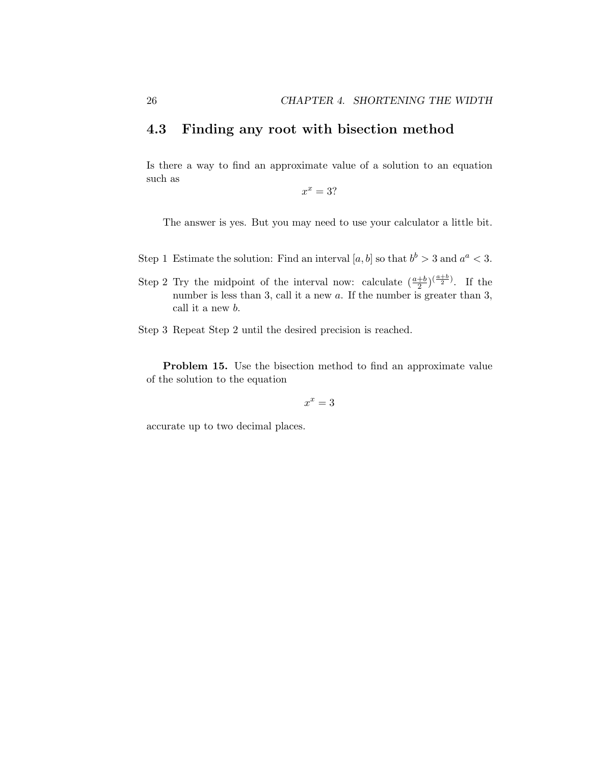## 4.3 Finding any root with bisection method

Is there a way to find an approximate value of a solution to an equation such as

$$x^x = 3?$$

The answer is yes. But you may need to use your calculator a little bit.

Step 1 Estimate the solution: Find an interval $[a, b]$ so that $b^b > 3$ and $a^a < 3$.

Step 2 Try the midpoint of the interval now: calculate $(\frac{a+b}{2})^{(\frac{a+b}{2})}$. If the number is less than 3, call it a new $a$. If the number is greater than 3, call it a new $b$.

Step 3 Repeat Step 2 until the desired precision is reached.

**Problem 15.** Use the bisection method to find an approximate value of the solution to the equation

$$x^x = 3$$

accurate up to two decimal places.